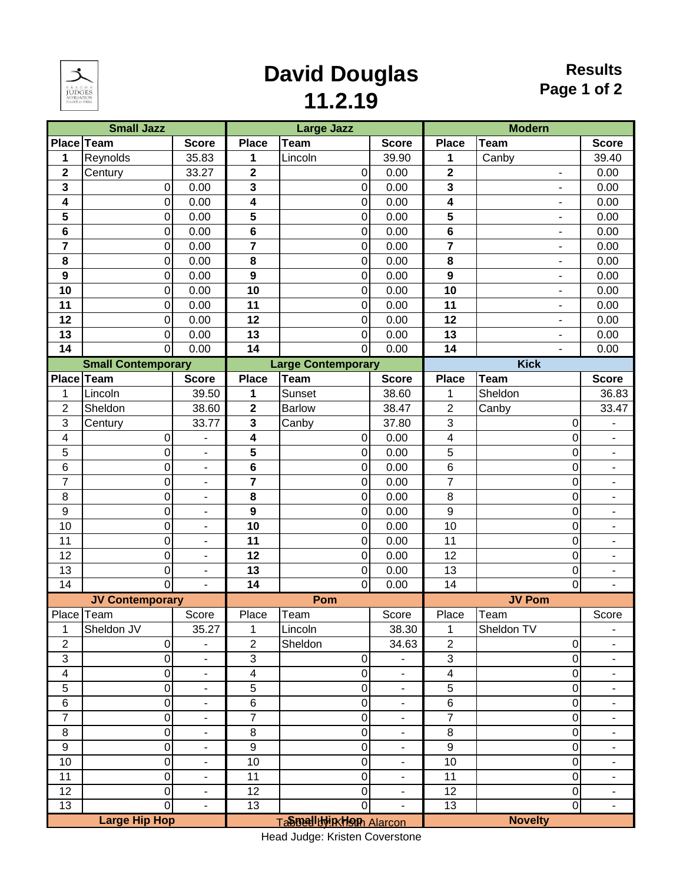# David Douglas 11.2.19

**Results**

| Small Jazz | | | Large Jazz | | | Modern | | |
|---|---|---|---|---|---|---|---|---|
| **Place** | **Team** | **Score** | **Place** | **Team** | **Score** | **Place** | **Team** | **Score** |
| **1** | Reynolds | 35.83 | **1** | Lincoln | 39.90 | **1** | Canby | 39.40 |
| **2** | Century | 33.27 | **2** | 0 | 0.00 | **2** | - | 0.00 |
| **3** | 0 | 0.00 | **3** | 0 | 0.00 | **3** | - | 0.00 |
| **4** | 0 | 0.00 | **4** | 0 | 0.00 | **4** | - | 0.00 |
| **5** | 0 | 0.00 | **5** | 0 | 0.00 | **5** | - | 0.00 |
| **6** | 0 | 0.00 | **6** | 0 | 0.00 | **6** | - | 0.00 |
| **7** | 0 | 0.00 | **7** | 0 | 0.00 | **7** | - | 0.00 |
| **8** | 0 | 0.00 | **8** | 0 | 0.00 | **8** | - | 0.00 |
| **9** | 0 | 0.00 | **9** | 0 | 0.00 | **9** | - | 0.00 |
| **10** | 0 | 0.00 | **10** | 0 | 0.00 | **10** | - | 0.00 |
| **11** | 0 | 0.00 | **11** | 0 | 0.00 | **11** | - | 0.00 |
| **12** | 0 | 0.00 | **12** | 0 | 0.00 | **12** | - | 0.00 |
| **13** | 0 | 0.00 | **13** | 0 | 0.00 | **13** | - | 0.00 |
| **14** | 0 | 0.00 | **14** | 0 | 0.00 | **14** | - | 0.00 |
| **Small Contemporary** | | | **Large Contemporary** | | | **Kick** | | |
| **Place** | **Team** | **Score** | **Place** | **Team** | **Score** | **Place** | **Team** | **Score** |
| 1 | Lincoln | 39.50 | **1** | Sunset | 38.60 | 1 | Sheldon | 36.83 |
| 2 | Sheldon | 38.60 | **2** | Barlow | 38.47 | 2 | Canby | 33.47 |
| 3 | Century | 33.77 | **3** | Canby | 37.80 | 3 | 0 | - |
| 4 | 0 | - | **4** | 0 | 0.00 | 4 | 0 | - |
| 5 | 0 | - | **5** | 0 | 0.00 | 5 | 0 | - |
| 6 | 0 | - | **6** | 0 | 0.00 | 6 | 0 | - |
| 7 | 0 | - | **7** | 0 | 0.00 | 7 | 0 | - |
| 8 | 0 | - | **8** | 0 | 0.00 | 8 | 0 | - |
| 9 | 0 | - | **9** | 0 | 0.00 | 9 | 0 | - |
| 10 | 0 | - | **10** | 0 | 0.00 | 10 | 0 | - |
| 11 | 0 | - | **11** | 0 | 0.00 | 11 | 0 | - |
| 12 | 0 | - | **12** | 0 | 0.00 | 12 | 0 | - |
| 13 | 0 | - | **13** | 0 | 0.00 | 13 | 0 | - |
| 14 | 0 | - | **14** | 0 | 0.00 | 14 | 0 | - |
| **JV Contemporary** | | | **Pom** | | | **JV Pom** | | |
| Place | Team | Score | Place | Team | Score | Place | Team | Score |
| 1 | Sheldon JV | 35.27 | 1 | Lincoln | 38.30 | 1 | Sheldon TV | - |
| 2 | 0 | - | 2 | Sheldon | 34.63 | 2 | 0 | - |
| 3 | 0 | - | 3 | 0 | - | 3 | 0 | - |
| 4 | 0 | - | 4 | 0 | - | 4 | 0 | - |
| 5 | 0 | - | 5 | 0 | - | 5 | 0 | - |
| 6 | 0 | - | 6 | 0 | - | 6 | 0 | - |
| 7 | 0 | - | 7 | 0 | - | 7 | 0 | - |
| 8 | 0 | - | 8 | 0 | - | 8 | 0 | - |
| 9 | 0 | - | 9 | 0 | - | 9 | 0 | - |
| 10 | 0 | - | 10 | 0 | - | 10 | 0 | - |
| 11 | 0 | - | 11 | 0 | - | 11 | 0 | - |
| 12 | 0 | - | 12 | 0 | - | 12 | 0 | - |
| 13 | 0 | - | 13 | 0 | - | 13 | 0 | - |
| **Large Hip Hop** | | | **Small Hip Hop** | | | **Novelty** | | |

Tabbed by: Kristin Alarcon

Head Judge: Kristen Coverstone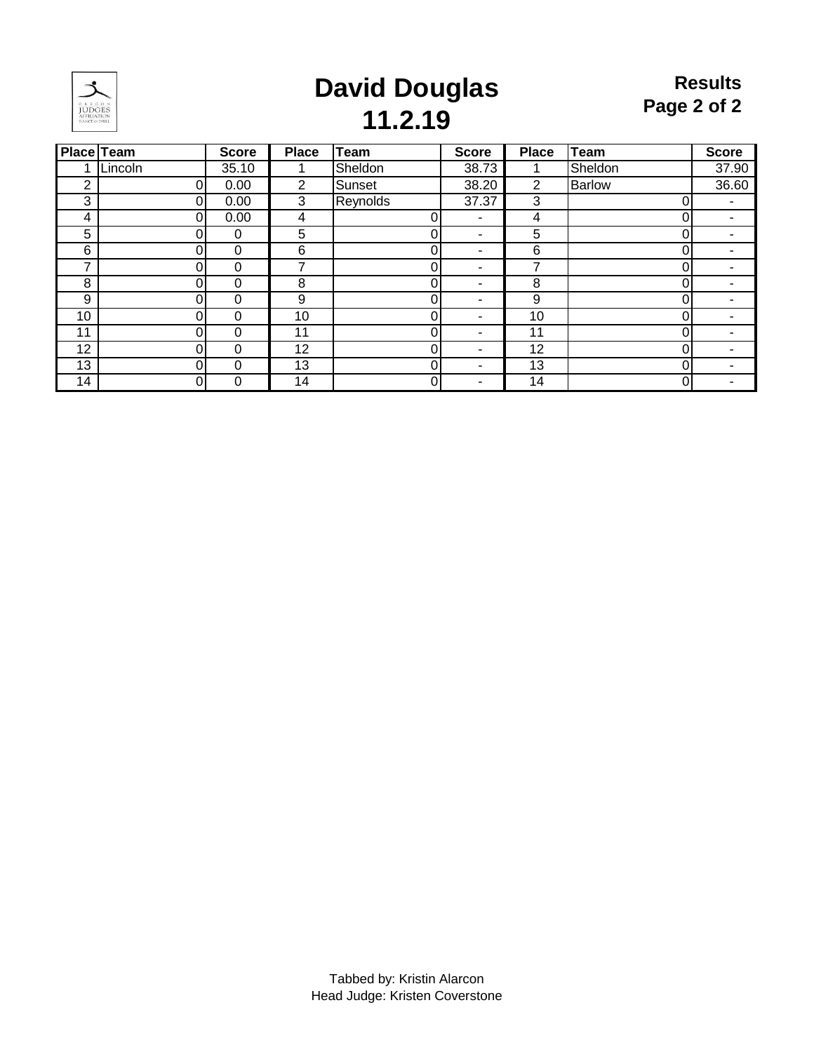# David Douglas 11.2.19

**Results**
**Page 2 of 2**

| Place | Team | Score | Place | Team | Score | Place | Team | Score |
|---|---|---|---|---|---|---|---|---|
| 1 | Lincoln | 35.10 | 1 | Sheldon | 38.73 | 1 | Sheldon | 37.90 |
| 2 | 0 | 0.00 | 2 | Sunset | 38.20 | 2 | Barlow | 36.60 |
| 3 | 0 | 0.00 | 3 | Reynolds | 37.37 | 3 | 0 | - |
| 4 | 0 | 0.00 | 4 | 0 | - | 4 | 0 | - |
| 5 | 0 | 0 | 5 | 0 | - | 5 | 0 | - |
| 6 | 0 | 0 | 6 | 0 | - | 6 | 0 | - |
| 7 | 0 | 0 | 7 | 0 | - | 7 | 0 | - |
| 8 | 0 | 0 | 8 | 0 | - | 8 | 0 | - |
| 9 | 0 | 0 | 9 | 0 | - | 9 | 0 | - |
| 10 | 0 | 0 | 10 | 0 | - | 10 | 0 | - |
| 11 | 0 | 0 | 11 | 0 | - | 11 | 0 | - |
| 12 | 0 | 0 | 12 | 0 | - | 12 | 0 | - |
| 13 | 0 | 0 | 13 | 0 | - | 13 | 0 | - |
| 14 | 0 | 0 | 14 | 0 | - | 14 | 0 | - |

Tabbed by: Kristin Alarcon
Head Judge: Kristen Coverstone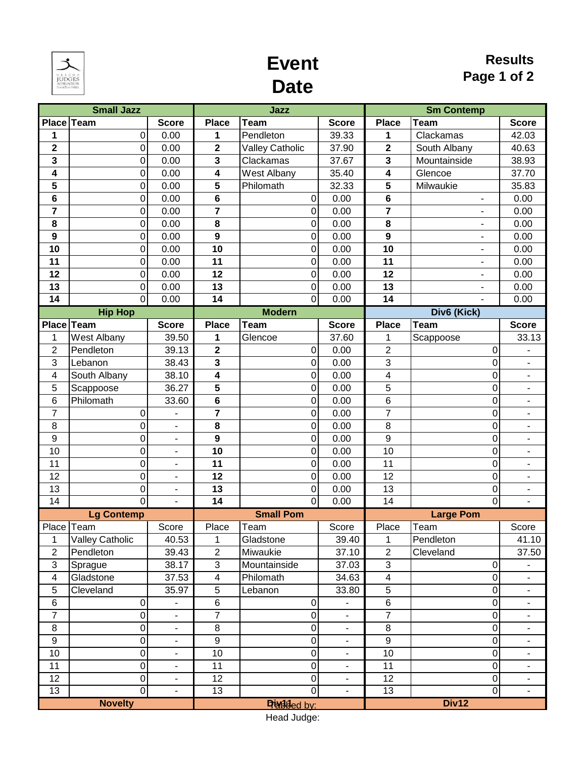# Event Date

**Results Page 1 of 2**

| Small Jazz | | | Jazz | | | Sm Contemp | | |
|---|---|---|---|---|---|---|---|---|
| **Place** | **Team** | **Score** | **Place** | **Team** | **Score** | **Place** | **Team** | **Score** |
| 1 | 0 | 0.00 | 1 | Pendleton | 39.33 | 1 | Clackamas | 42.03 |
| 2 | 0 | 0.00 | 2 | Valley Catholic | 37.90 | 2 | South Albany | 40.63 |
| 3 | 0 | 0.00 | 3 | Clackamas | 37.67 | 3 | Mountainside | 38.93 |
| 4 | 0 | 0.00 | 4 | West Albany | 35.40 | 4 | Glencoe | 37.70 |
| 5 | 0 | 0.00 | 5 | Philomath | 32.33 | 5 | Milwaukie | 35.83 |
| 6 | 0 | 0.00 | 6 | 0 | 0.00 | 6 | - | 0.00 |
| 7 | 0 | 0.00 | 7 | 0 | 0.00 | 7 | - | 0.00 |
| 8 | 0 | 0.00 | 8 | 0 | 0.00 | 8 | - | 0.00 |
| 9 | 0 | 0.00 | 9 | 0 | 0.00 | 9 | - | 0.00 |
| 10 | 0 | 0.00 | 10 | 0 | 0.00 | 10 | - | 0.00 |
| 11 | 0 | 0.00 | 11 | 0 | 0.00 | 11 | - | 0.00 |
| 12 | 0 | 0.00 | 12 | 0 | 0.00 | 12 | - | 0.00 |
| 13 | 0 | 0.00 | 13 | 0 | 0.00 | 13 | - | 0.00 |
| 14 | 0 | 0.00 | 14 | 0 | 0.00 | 14 | - | 0.00 |

| Hip Hop | | | Modern | | | Div6 (Kick) | | |
|---|---|---|---|---|---|---|---|---|
| **Place** | **Team** | **Score** | **Place** | **Team** | **Score** | **Place** | **Team** | **Score** |
| 1 | West Albany | 39.50 | 1 | Glencoe | 37.60 | 1 | Scappoose | 33.13 |
| 2 | Pendleton | 39.13 | 2 | 0 | 0.00 | 2 | 0 | - |
| 3 | Lebanon | 38.43 | 3 | 0 | 0.00 | 3 | 0 | - |
| 4 | South Albany | 38.10 | 4 | 0 | 0.00 | 4 | 0 | - |
| 5 | Scappoose | 36.27 | 5 | 0 | 0.00 | 5 | 0 | - |
| 6 | Philomath | 33.60 | 6 | 0 | 0.00 | 6 | 0 | - |
| 7 | 0 | - | 7 | 0 | 0.00 | 7 | 0 | - |
| 8 | 0 | - | 8 | 0 | 0.00 | 8 | 0 | - |
| 9 | 0 | - | 9 | 0 | 0.00 | 9 | 0 | - |
| 10 | 0 | - | 10 | 0 | 0.00 | 10 | 0 | - |
| 11 | 0 | - | 11 | 0 | 0.00 | 11 | 0 | - |
| 12 | 0 | - | 12 | 0 | 0.00 | 12 | 0 | - |
| 13 | 0 | - | 13 | 0 | 0.00 | 13 | 0 | - |
| 14 | 0 | - | 14 | 0 | 0.00 | 14 | 0 | - |

| Lg Contemp | | | Small Pom | | | Large Pom | | |
|---|---|---|---|---|---|---|---|---|
| Place | Team | Score | Place | Team | Score | Place | Team | Score |
| 1 | Valley Catholic | 40.53 | 1 | Gladstone | 39.40 | 1 | Pendleton | 41.10 |
| 2 | Pendleton | 39.43 | 2 | Miwaukie | 37.10 | 2 | Cleveland | 37.50 |
| 3 | Sprague | 38.17 | 3 | Mountainside | 37.03 | 3 | 0 | - |
| 4 | Gladstone | 37.53 | 4 | Philomath | 34.63 | 4 | 0 | - |
| 5 | Cleveland | 35.97 | 5 | Lebanon | 33.80 | 5 | 0 | - |
| 6 | 0 | - | 6 | 0 | - | 6 | 0 | - |
| 7 | 0 | - | 7 | 0 | - | 7 | 0 | - |
| 8 | 0 | - | 8 | 0 | - | 8 | 0 | - |
| 9 | 0 | - | 9 | 0 | - | 9 | 0 | - |
| 10 | 0 | - | 10 | 0 | - | 10 | 0 | - |
| 11 | 0 | - | 11 | 0 | - | 11 | 0 | - |
| 12 | 0 | - | 12 | 0 | - | 12 | 0 | - |
| 13 | 0 | - | 13 | 0 | - | 13 | 0 | - |

| Novelty | Div11 | Div12 |
|---|---|---|

Tabbed by:

Head Judge: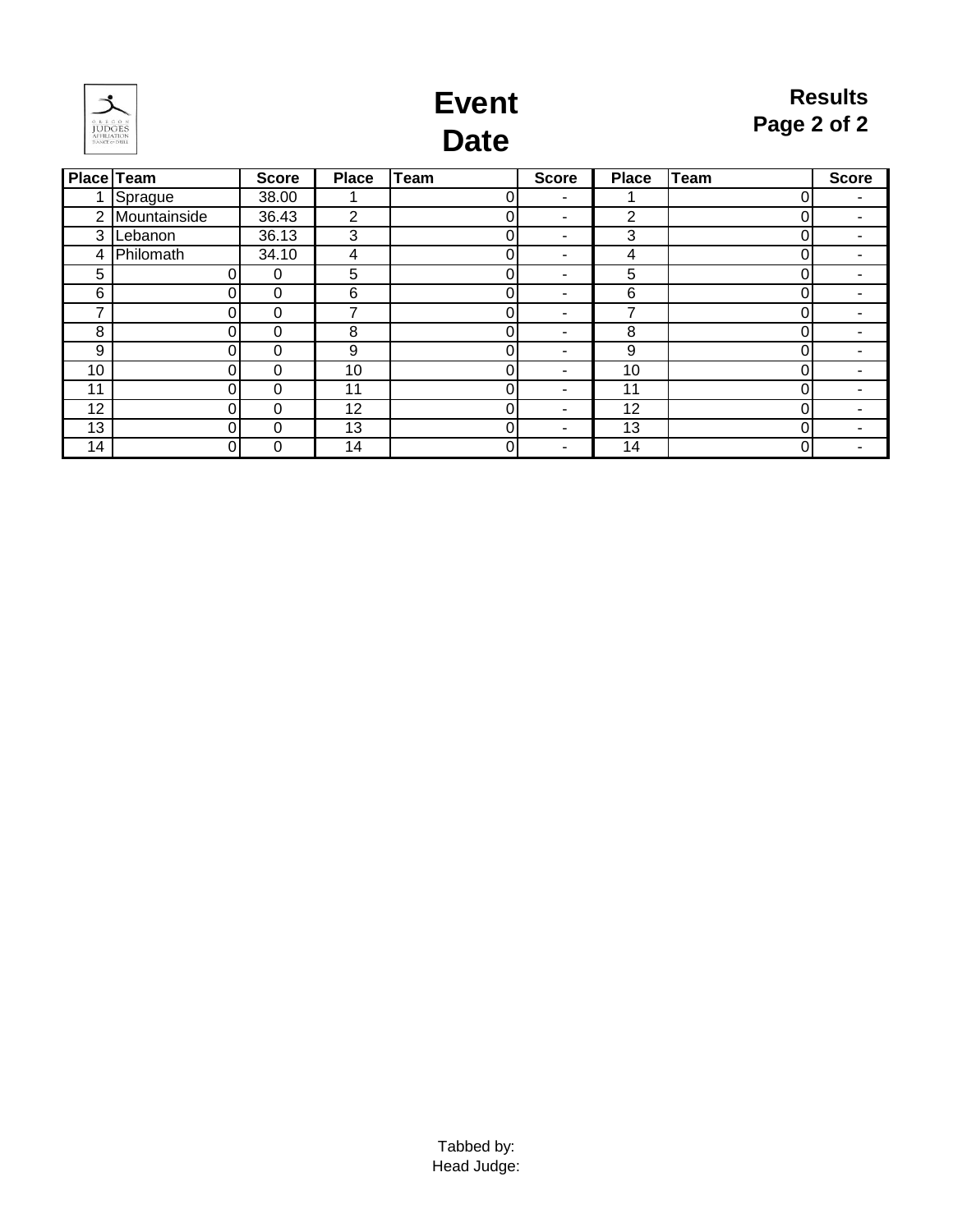# Event
# Date

**Results**

| Place | Team | Score | Place | Team | Score | Place | Team | Score |
|---|---|---|---|---|---|---|---|---|
| 1 | Sprague | 38.00 | 1 | 0 | - | 1 | 0 | - |
| 2 | Mountainside | 36.43 | 2 | 0 | - | 2 | 0 | - |
| 3 | Lebanon | 36.13 | 3 | 0 | - | 3 | 0 | - |
| 4 | Philomath | 34.10 | 4 | 0 | - | 4 | 0 | - |
| 5 | 0 | 0 | 5 | 0 | - | 5 | 0 | - |
| 6 | 0 | 0 | 6 | 0 | - | 6 | 0 | - |
| 7 | 0 | 0 | 7 | 0 | - | 7 | 0 | - |
| 8 | 0 | 0 | 8 | 0 | - | 8 | 0 | - |
| 9 | 0 | 0 | 9 | 0 | - | 9 | 0 | - |
| 10 | 0 | 0 | 10 | 0 | - | 10 | 0 | - |
| 11 | 0 | 0 | 11 | 0 | - | 11 | 0 | - |
| 12 | 0 | 0 | 12 | 0 | - | 12 | 0 | - |
| 13 | 0 | 0 | 13 | 0 | - | 13 | 0 | - |
| 14 | 0 | 0 | 14 | 0 | - | 14 | 0 | - |

Tabbed by:
Head Judge: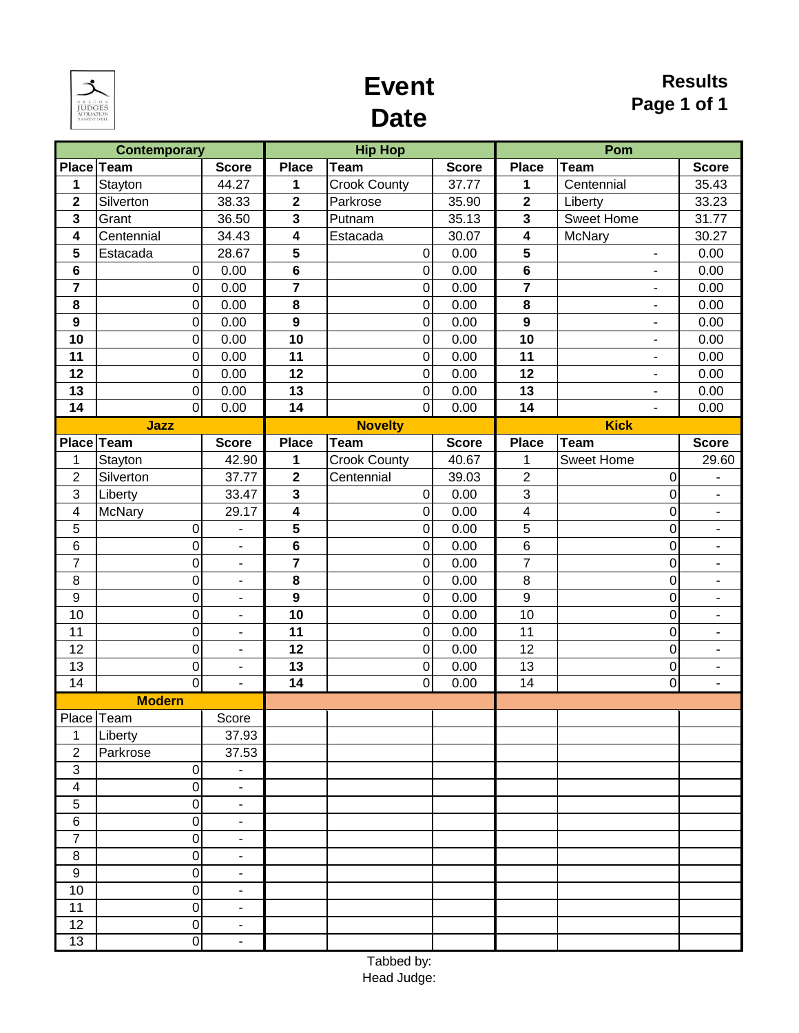# Event Date

**Results**

### Contemporary

| Place | Team | Score |
|---|---|---|
| 1 | Stayton | 44.27 |
| 2 | Silverton | 38.33 |
| 3 | Grant | 36.50 |
| 4 | Centennial | 34.43 |
| 5 | Estacada | 28.67 |
| 6 | 0 | 0.00 |
| 7 | 0 | 0.00 |
| 8 | 0 | 0.00 |
| 9 | 0 | 0.00 |
| 10 | 0 | 0.00 |
| 11 | 0 | 0.00 |
| 12 | 0 | 0.00 |
| 13 | 0 | 0.00 |
| 14 | 0 | 0.00 |

### Hip Hop

| Place | Team | Score |
|---|---|---|
| 1 | Crook County | 37.77 |
| 2 | Parkrose | 35.90 |
| 3 | Putnam | 35.13 |
| 4 | Estacada | 30.07 |
| 5 | 0 | 0.00 |
| 6 | 0 | 0.00 |
| 7 | 0 | 0.00 |
| 8 | 0 | 0.00 |
| 9 | 0 | 0.00 |
| 10 | 0 | 0.00 |
| 11 | 0 | 0.00 |
| 12 | 0 | 0.00 |
| 13 | 0 | 0.00 |
| 14 | 0 | 0.00 |

### Pom

| Place | Team | Score |
|---|---|---|
| 1 | Centennial | 35.43 |
| 2 | Liberty | 33.23 |
| 3 | Sweet Home | 31.77 |
| 4 | McNary | 30.27 |
| 5 | - | 0.00 |
| 6 | - | 0.00 |
| 7 | - | 0.00 |
| 8 | - | 0.00 |
| 9 | - | 0.00 |
| 10 | - | 0.00 |
| 11 | - | 0.00 |
| 12 | - | 0.00 |
| 13 | - | 0.00 |
| 14 | - | 0.00 |

### Jazz

| Place | Team | Score |
|---|---|---|
| 1 | Stayton | 42.90 |
| 2 | Silverton | 37.77 |
| 3 | Liberty | 33.47 |
| 4 | McNary | 29.17 |
| 5 | 0 | - |
| 6 | 0 | - |
| 7 | 0 | - |
| 8 | 0 | - |
| 9 | 0 | - |
| 10 | 0 | - |
| 11 | 0 | - |
| 12 | 0 | - |
| 13 | 0 | - |
| 14 | 0 | - |

### Novelty

| Place | Team | Score |
|---|---|---|
| 1 | Crook County | 40.67 |
| 2 | Centennial | 39.03 |
| 3 | 0 | 0.00 |
| 4 | 0 | 0.00 |
| 5 | 0 | 0.00 |
| 6 | 0 | 0.00 |
| 7 | 0 | 0.00 |
| 8 | 0 | 0.00 |
| 9 | 0 | 0.00 |
| 10 | 0 | 0.00 |
| 11 | 0 | 0.00 |
| 12 | 0 | 0.00 |
| 13 | 0 | 0.00 |
| 14 | 0 | 0.00 |

### Kick

| Place | Team | Score |
|---|---|---|
| 1 | Sweet Home | 29.60 |
| 2 | 0 | - |
| 3 | 0 | - |
| 4 | 0 | - |
| 5 | 0 | - |
| 6 | 0 | - |
| 7 | 0 | - |
| 8 | 0 | - |
| 9 | 0 | - |
| 10 | 0 | - |
| 11 | 0 | - |
| 12 | 0 | - |
| 13 | 0 | - |
| 14 | 0 | - |

### Modern

| Place | Team | Score |
|---|---|---|
| 1 | Liberty | 37.93 |
| 2 | Parkrose | 37.53 |
| 3 | 0 | - |
| 4 | 0 | - |
| 5 | 0 | - |
| 6 | 0 | - |
| 7 | 0 | - |
| 8 | 0 | - |
| 9 | 0 | - |
| 10 | 0 | - |
| 11 | 0 | - |
| 12 | 0 | - |
| 13 | 0 | - |

Tabbed by:

Head Judge: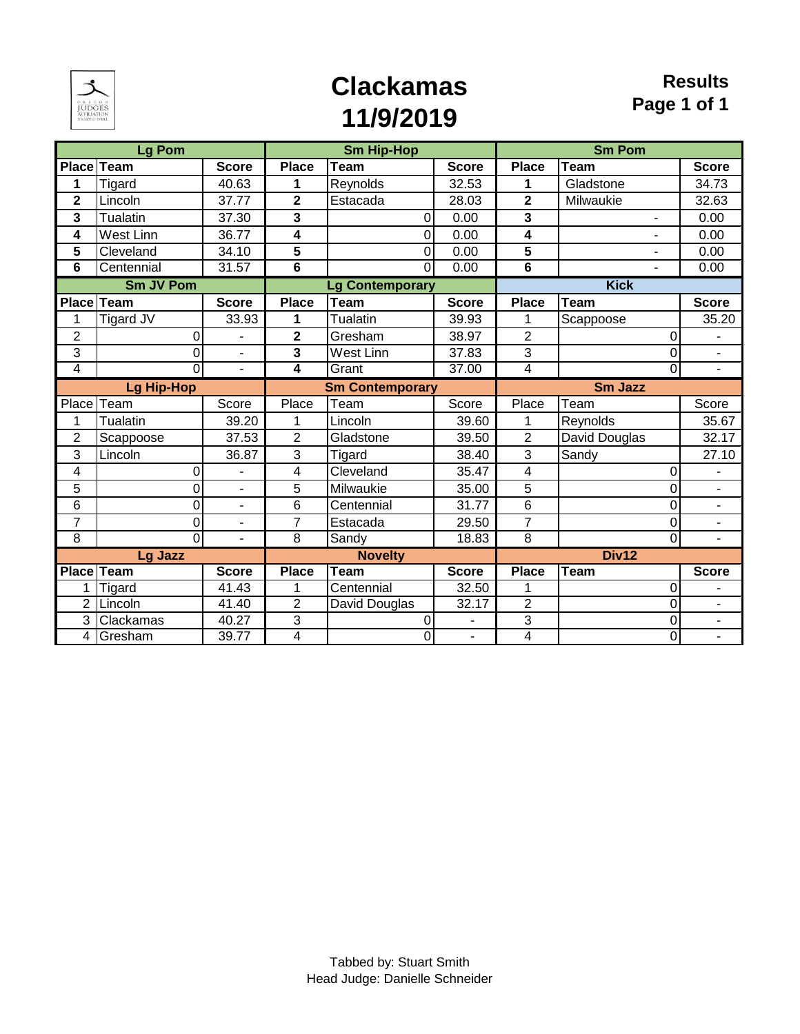# Clackamas 11/9/2019

**Results**
**Page 1 of 1**

| Lg Pom | | | Sm Hip-Hop | | | Sm Pom | | |
|---|---|---|---|---|---|---|---|---|
| **Place** | **Team** | **Score** | **Place** | **Team** | **Score** | **Place** | **Team** | **Score** |
| **1** | Tigard | 40.63 | **1** | Reynolds | 32.53 | **1** | Gladstone | 34.73 |
| **2** | Lincoln | 37.77 | **2** | Estacada | 28.03 | **2** | Milwaukie | 32.63 |
| **3** | Tualatin | 37.30 | **3** | 0 | 0.00 | **3** | - | 0.00 |
| **4** | West Linn | 36.77 | **4** | 0 | 0.00 | **4** | - | 0.00 |
| **5** | Cleveland | 34.10 | **5** | 0 | 0.00 | **5** | - | 0.00 |
| **6** | Centennial | 31.57 | **6** | 0 | 0.00 | **6** | - | 0.00 |
| **Sm JV Pom** | | | **Lg Contemporary** | | | **Kick** | | |
| **Place** | **Team** | **Score** | **Place** | **Team** | **Score** | **Place** | **Team** | **Score** |
| 1 | Tigard JV | 33.93 | **1** | Tualatin | 39.93 | 1 | Scappoose | 35.20 |
| 2 | 0 | - | **2** | Gresham | 38.97 | 2 | 0 | - |
| 3 | 0 | - | **3** | West Linn | 37.83 | 3 | 0 | - |
| 4 | 0 | - | **4** | Grant | 37.00 | 4 | 0 | - |
| **Lg Hip-Hop** | | | **Sm Contemporary** | | | **Sm Jazz** | | |
| Place | Team | Score | Place | Team | Score | Place | Team | Score |
| 1 | Tualatin | 39.20 | 1 | Lincoln | 39.60 | 1 | Reynolds | 35.67 |
| 2 | Scappoose | 37.53 | 2 | Gladstone | 39.50 | 2 | David Douglas | 32.17 |
| 3 | Lincoln | 36.87 | 3 | Tigard | 38.40 | 3 | Sandy | 27.10 |
| 4 | 0 | - | 4 | Cleveland | 35.47 | 4 | 0 | - |
| 5 | 0 | - | 5 | Milwaukie | 35.00 | 5 | 0 | - |
| 6 | 0 | - | 6 | Centennial | 31.77 | 6 | 0 | - |
| 7 | 0 | - | 7 | Estacada | 29.50 | 7 | 0 | - |
| 8 | 0 | - | 8 | Sandy | 18.83 | 8 | 0 | - |
| **Lg Jazz** | | | **Novelty** | | | **Div12** | | |
| **Place** | **Team** | **Score** | **Place** | **Team** | **Score** | **Place** | **Team** | **Score** |
| 1 | Tigard | 41.43 | 1 | Centennial | 32.50 | 1 | 0 | - |
| 2 | Lincoln | 41.40 | 2 | David Douglas | 32.17 | 2 | 0 | - |
| 3 | Clackamas | 40.27 | 3 | 0 | - | 3 | 0 | - |
| 4 | Gresham | 39.77 | 4 | 0 | - | 4 | 0 | - |

Tabbed by: Stuart Smith
Head Judge: Danielle Schneider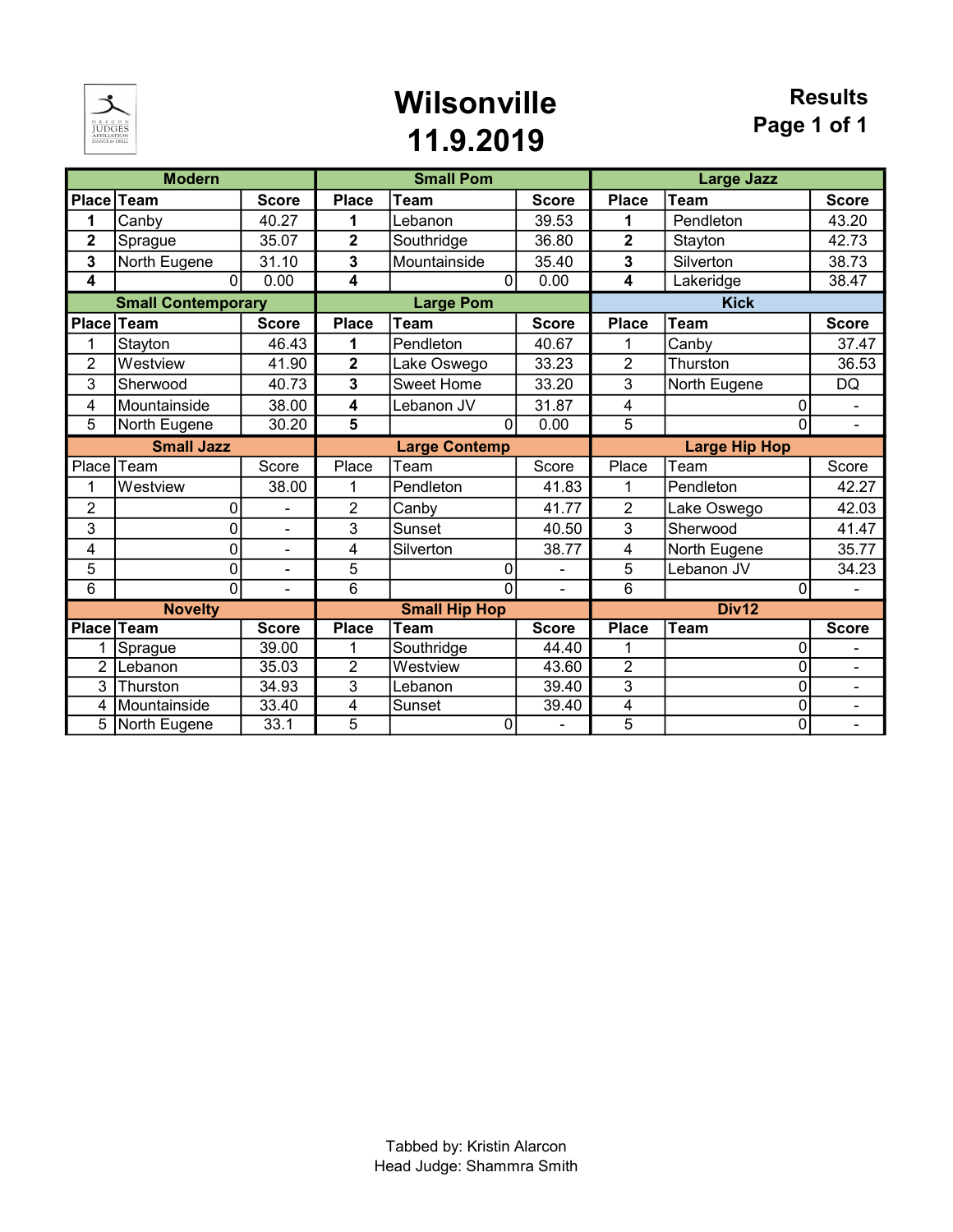# Wilsonville
# 11.9.2019

**Results**
**Page 1 of 1**

| Modern | | | Small Pom | | | Large Jazz | | |
|---|---|---|---|---|---|---|---|---|
| **Place** | **Team** | **Score** | **Place** | **Team** | **Score** | **Place** | **Team** | **Score** |
| **1** | Canby | 40.27 | **1** | Lebanon | 39.53 | **1** | Pendleton | 43.20 |
| **2** | Sprague | 35.07 | **2** | Southridge | 36.80 | **2** | Stayton | 42.73 |
| **3** | North Eugene | 31.10 | **3** | Mountainside | 35.40 | **3** | Silverton | 38.73 |
| **4** | 0 | 0.00 | **4** | 0 | 0.00 | **4** | Lakeridge | 38.47 |
| **Small Contemporary** | | | **Large Pom** | | | **Kick** | | |
| **Place** | **Team** | **Score** | **Place** | **Team** | **Score** | **Place** | **Team** | **Score** |
| 1 | Stayton | 46.43 | **1** | Pendleton | 40.67 | 1 | Canby | 37.47 |
| 2 | Westview | 41.90 | **2** | Lake Oswego | 33.23 | 2 | Thurston | 36.53 |
| 3 | Sherwood | 40.73 | **3** | Sweet Home | 33.20 | 3 | North Eugene | DQ |
| 4 | Mountainside | 38.00 | **4** | Lebanon JV | 31.87 | 4 | 0 | - |
| 5 | North Eugene | 30.20 | **5** | 0 | 0.00 | 5 | 0 | - |
| **Small Jazz** | | | **Large Contemp** | | | **Large Hip Hop** | | |
| Place | Team | Score | Place | Team | Score | Place | Team | Score |
| 1 | Westview | 38.00 | 1 | Pendleton | 41.83 | 1 | Pendleton | 42.27 |
| 2 | 0 | - | 2 | Canby | 41.77 | 2 | Lake Oswego | 42.03 |
| 3 | 0 | - | 3 | Sunset | 40.50 | 3 | Sherwood | 41.47 |
| 4 | 0 | - | 4 | Silverton | 38.77 | 4 | North Eugene | 35.77 |
| 5 | 0 | - | 5 | 0 | - | 5 | Lebanon JV | 34.23 |
| 6 | 0 | - | 6 | 0 | - | 6 | 0 | - |
| **Novelty** | | | **Small Hip Hop** | | | **Div12** | | |
| **Place** | **Team** | **Score** | **Place** | **Team** | **Score** | **Place** | **Team** | **Score** |
| 1 | Sprague | 39.00 | 1 | Southridge | 44.40 | 1 | 0 | - |
| 2 | Lebanon | 35.03 | 2 | Westview | 43.60 | 2 | 0 | - |
| 3 | Thurston | 34.93 | 3 | Lebanon | 39.40 | 3 | 0 | - |
| 4 | Mountainside | 33.40 | 4 | Sunset | 39.40 | 4 | 0 | - |
| 5 | North Eugene | 33.1 | 5 | 0 | - | 5 | 0 | - |

Tabbed by: Kristin Alarcon
Head Judge: Shammra Smith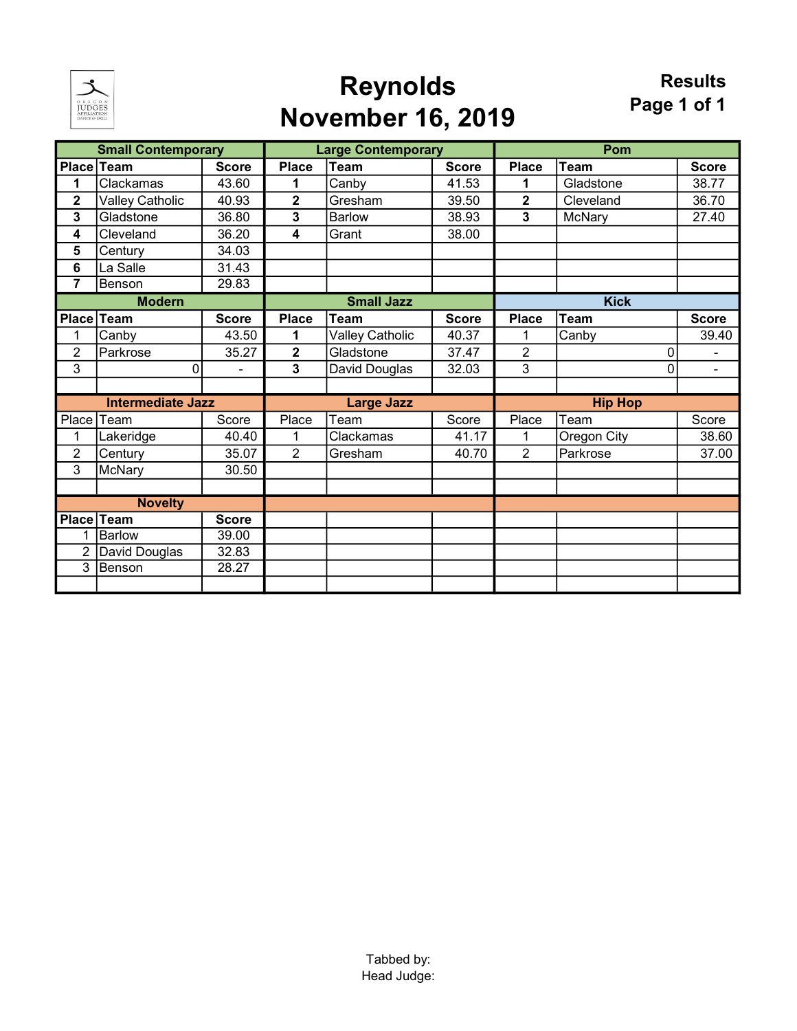# Reynolds
# November 16, 2019

**Results**
**Page 1 of 1**

### Small Contemporary

| Place | Team | Score |
|---|---|---|
| 1 | Clackamas | 43.60 |
| 2 | Valley Catholic | 40.93 |
| 3 | Gladstone | 36.80 |
| 4 | Cleveland | 36.20 |
| 5 | Century | 34.03 |
| 6 | La Salle | 31.43 |
| 7 | Benson | 29.83 |

### Large Contemporary

| Place | Team | Score |
|---|---|---|
| 1 | Canby | 41.53 |
| 2 | Gresham | 39.50 |
| 3 | Barlow | 38.93 |
| 4 | Grant | 38.00 |

### Pom

| Place | Team | Score |
|---|---|---|
| 1 | Gladstone | 38.77 |
| 2 | Cleveland | 36.70 |
| 3 | McNary | 27.40 |

### Modern

| Place | Team | Score |
|---|---|---|
| 1 | Canby | 43.50 |
| 2 | Parkrose | 35.27 |
| 3 | 0 | - |

### Small Jazz

| Place | Team | Score |
|---|---|---|
| 1 | Valley Catholic | 40.37 |
| 2 | Gladstone | 37.47 |
| 3 | David Douglas | 32.03 |

### Kick

| Place | Team | Score |
|---|---|---|
| 1 | Canby | 39.40 |
| 2 | 0 | - |
| 3 | 0 | - |

### Intermediate Jazz

| Place | Team | Score |
|---|---|---|
| 1 | Lakeridge | 40.40 |
| 2 | Century | 35.07 |
| 3 | McNary | 30.50 |

### Large Jazz

| Place | Team | Score |
|---|---|---|
| 1 | Clackamas | 41.17 |
| 2 | Gresham | 40.70 |

### Hip Hop

| Place | Team | Score |
|---|---|---|
| 1 | Oregon City | 38.60 |
| 2 | Parkrose | 37.00 |

### Novelty

| Place | Team | Score |
|---|---|---|
| 1 | Barlow | 39.00 |
| 2 | David Douglas | 32.83 |
| 3 | Benson | 28.27 |

Tabbed by:
Head Judge: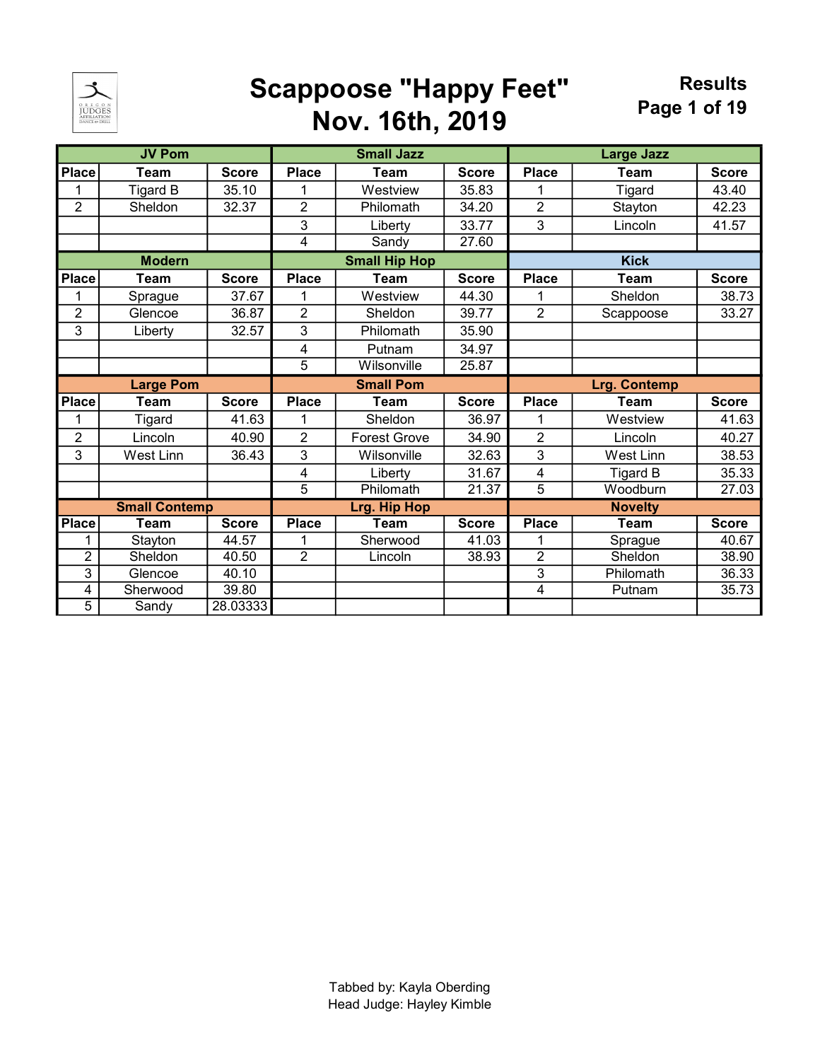# Scappoose "Happy Feet"
# Nov. 16th, 2019

**Results**

### JV Pom

| Place | Team | Score |
|---|---|---|
| 1 | Tigard B | 35.10 |
| 2 | Sheldon | 32.37 |

### Small Jazz

| Place | Team | Score |
|---|---|---|
| 1 | Westview | 35.83 |
| 2 | Philomath | 34.20 |
| 3 | Liberty | 33.77 |
| 4 | Sandy | 27.60 |

### Large Jazz

| Place | Team | Score |
|---|---|---|
| 1 | Tigard | 43.40 |
| 2 | Stayton | 42.23 |
| 3 | Lincoln | 41.57 |

### Modern

| Place | Team | Score |
|---|---|---|
| 1 | Sprague | 37.67 |
| 2 | Glencoe | 36.87 |
| 3 | Liberty | 32.57 |

### Small Hip Hop

| Place | Team | Score |
|---|---|---|
| 1 | Westview | 44.30 |
| 2 | Sheldon | 39.77 |
| 3 | Philomath | 35.90 |
| 4 | Putnam | 34.97 |
| 5 | Wilsonville | 25.87 |

### Kick

| Place | Team | Score |
|---|---|---|
| 1 | Sheldon | 38.73 |
| 2 | Scappoose | 33.27 |

### Large Pom

| Place | Team | Score |
|---|---|---|
| 1 | Tigard | 41.63 |
| 2 | Lincoln | 40.90 |
| 3 | West Linn | 36.43 |

### Small Pom

| Place | Team | Score |
|---|---|---|
| 1 | Sheldon | 36.97 |
| 2 | Forest Grove | 34.90 |
| 3 | Wilsonville | 32.63 |
| 4 | Liberty | 31.67 |
| 5 | Philomath | 21.37 |

### Lrg. Contemp

| Place | Team | Score |
|---|---|---|
| 1 | Westview | 41.63 |
| 2 | Lincoln | 40.27 |
| 3 | West Linn | 38.53 |
| 4 | Tigard B | 35.33 |
| 5 | Woodburn | 27.03 |

### Small Contemp

| Place | Team | Score |
|---|---|---|
| 1 | Stayton | 44.57 |
| 2 | Sheldon | 40.50 |
| 3 | Glencoe | 40.10 |
| 4 | Sherwood | 39.80 |
| 5 | Sandy | 28.03333 |

### Lrg. Hip Hop

| Place | Team | Score |
|---|---|---|
| 1 | Sherwood | 41.03 |
| 2 | Lincoln | 38.93 |

### Novelty

| Place | Team | Score |
|---|---|---|
| 1 | Sprague | 40.67 |
| 2 | Sheldon | 38.90 |
| 3 | Philomath | 36.33 |
| 4 | Putnam | 35.73 |

Tabbed by: Kayla Oberding
Head Judge: Hayley Kimble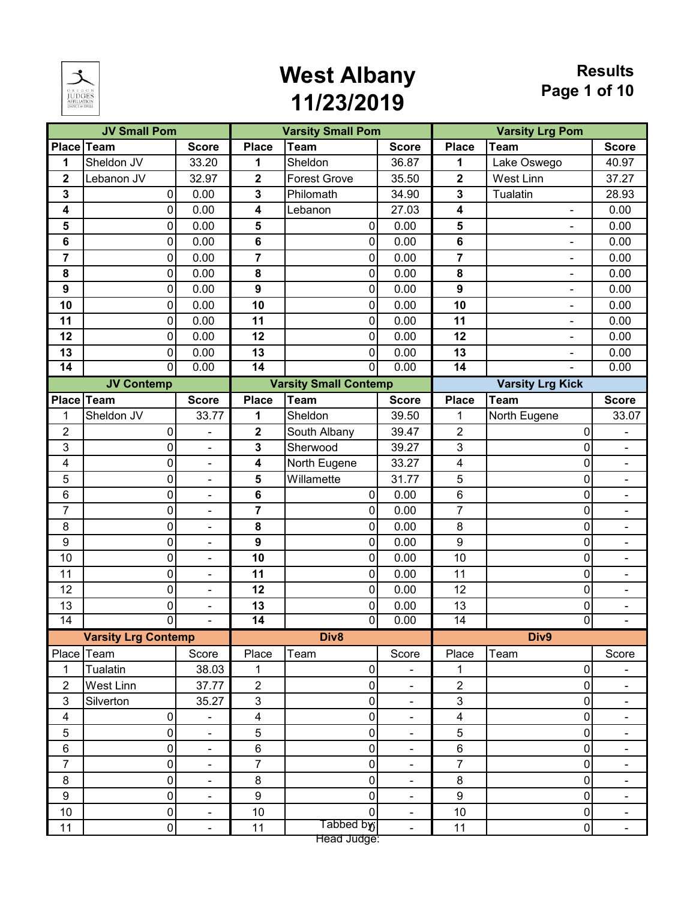# West Albany
## 11/23/2019

**Results**

| JV Small Pom | | | Varsity Small Pom | | | Varsity Lrg Pom | | |
|---|---|---|---|---|---|---|---|---|
| Place | Team | Score | Place | Team | Score | Place | Team | Score |
| 1 | Sheldon JV | 33.20 | 1 | Sheldon | 36.87 | 1 | Lake Oswego | 40.97 |
| 2 | Lebanon JV | 32.97 | 2 | Forest Grove | 35.50 | 2 | West Linn | 37.27 |
| 3 | 0 | 0.00 | 3 | Philomath | 34.90 | 3 | Tualatin | 28.93 |
| 4 | 0 | 0.00 | 4 | Lebanon | 27.03 | 4 | - | 0.00 |
| 5 | 0 | 0.00 | 5 | 0 | 0.00 | 5 | - | 0.00 |
| 6 | 0 | 0.00 | 6 | 0 | 0.00 | 6 | - | 0.00 |
| 7 | 0 | 0.00 | 7 | 0 | 0.00 | 7 | - | 0.00 |
| 8 | 0 | 0.00 | 8 | 0 | 0.00 | 8 | - | 0.00 |
| 9 | 0 | 0.00 | 9 | 0 | 0.00 | 9 | - | 0.00 |
| 10 | 0 | 0.00 | 10 | 0 | 0.00 | 10 | - | 0.00 |
| 11 | 0 | 0.00 | 11 | 0 | 0.00 | 11 | - | 0.00 |
| 12 | 0 | 0.00 | 12 | 0 | 0.00 | 12 | - | 0.00 |
| 13 | 0 | 0.00 | 13 | 0 | 0.00 | 13 | - | 0.00 |
| 14 | 0 | 0.00 | 14 | 0 | 0.00 | 14 | - | 0.00 |

| JV Contemp | | | Varsity Small Contemp | | | Varsity Lrg Kick | | |
|---|---|---|---|---|---|---|---|---|
| Place | Team | Score | Place | Team | Score | Place | Team | Score |
| 1 | Sheldon JV | 33.77 | 1 | Sheldon | 39.50 | 1 | North Eugene | 33.07 |
| 2 | 0 | - | 2 | South Albany | 39.47 | 2 | 0 | - |
| 3 | 0 | - | 3 | Sherwood | 39.27 | 3 | 0 | - |
| 4 | 0 | - | 4 | North Eugene | 33.27 | 4 | 0 | - |
| 5 | 0 | - | 5 | Willamette | 31.77 | 5 | 0 | - |
| 6 | 0 | - | 6 | 0 | 0.00 | 6 | 0 | - |
| 7 | 0 | - | 7 | 0 | 0.00 | 7 | 0 | - |
| 8 | 0 | - | 8 | 0 | 0.00 | 8 | 0 | - |
| 9 | 0 | - | 9 | 0 | 0.00 | 9 | 0 | - |
| 10 | 0 | - | 10 | 0 | 0.00 | 10 | 0 | - |
| 11 | 0 | - | 11 | 0 | 0.00 | 11 | 0 | - |
| 12 | 0 | - | 12 | 0 | 0.00 | 12 | 0 | - |
| 13 | 0 | - | 13 | 0 | 0.00 | 13 | 0 | - |
| 14 | 0 | - | 14 | 0 | 0.00 | 14 | 0 | - |

| Varsity Lrg Contemp | | | Div8 | | | Div9 | | |
|---|---|---|---|---|---|---|---|---|
| Place | Team | Score | Place | Team | Score | Place | Team | Score |
| 1 | Tualatin | 38.03 | 1 | 0 | - | 1 | 0 | - |
| 2 | West Linn | 37.77 | 2 | 0 | - | 2 | 0 | - |
| 3 | Silverton | 35.27 | 3 | 0 | - | 3 | 0 | - |
| 4 | 0 | - | 4 | 0 | - | 4 | 0 | - |
| 5 | 0 | - | 5 | 0 | - | 5 | 0 | - |
| 6 | 0 | - | 6 | 0 | - | 6 | 0 | - |
| 7 | 0 | - | 7 | 0 | - | 7 | 0 | - |
| 8 | 0 | - | 8 | 0 | - | 8 | 0 | - |
| 9 | 0 | - | 9 | 0 | - | 9 | 0 | - |
| 10 | 0 | - | 10 | 0 | - | 10 | 0 | - |
| 11 | 0 | - | 11 | 0 | - | 11 | 0 | - |

Tabbed by:
Head Judge: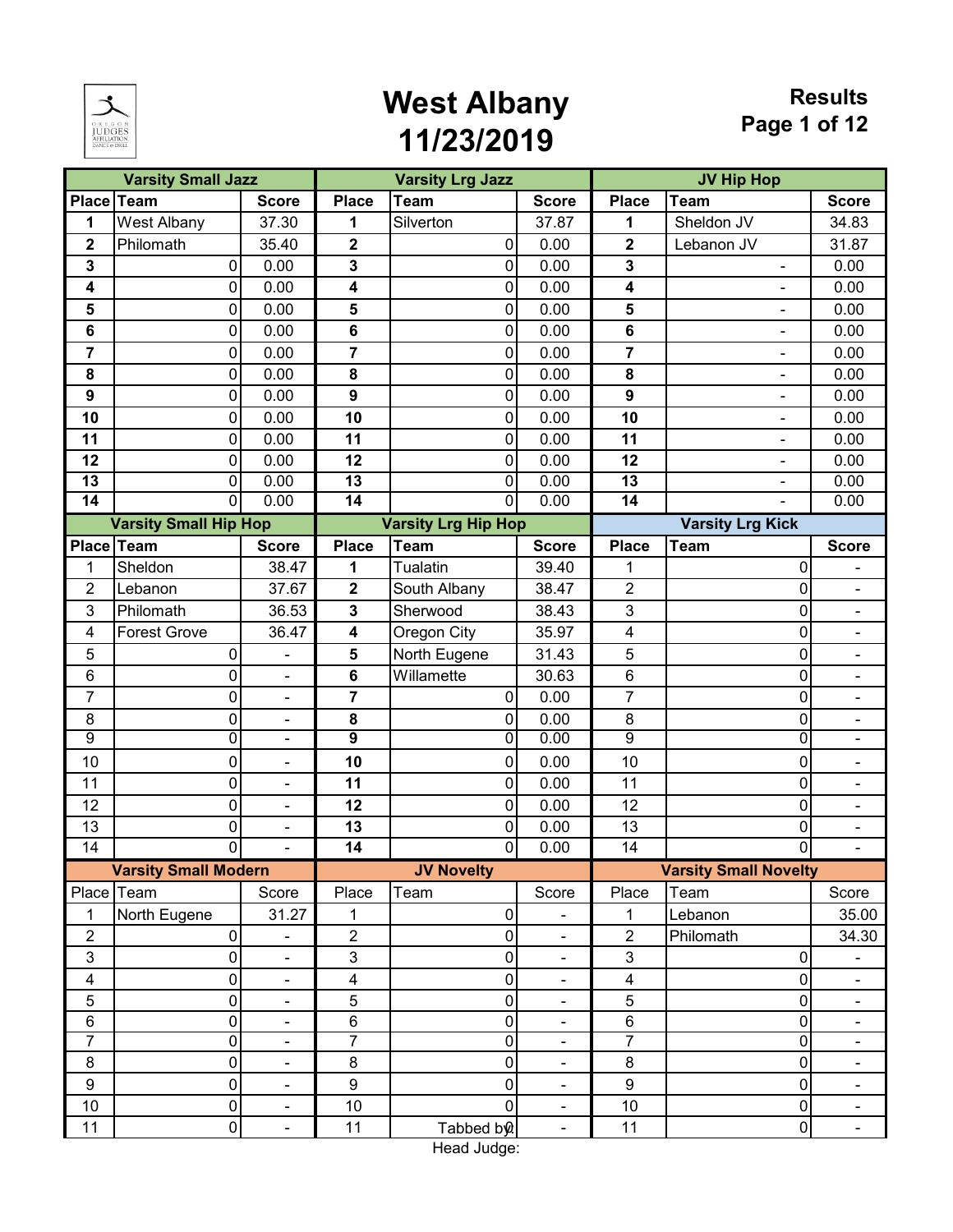# West Albany
# 11/23/2019

**Results**

| Varsity Small Jazz | | | Varsity Lrg Jazz | | | JV Hip Hop | | |
|---|---|---|---|---|---|---|---|---|
| Place | Team | Score | Place | Team | Score | Place | Team | Score |
| 1 | West Albany | 37.30 | 1 | Silverton | 37.87 | 1 | Sheldon JV | 34.83 |
| 2 | Philomath | 35.40 | 2 | 0 | 0.00 | 2 | Lebanon JV | 31.87 |
| 3 | 0 | 0.00 | 3 | 0 | 0.00 | 3 | - | 0.00 |
| 4 | 0 | 0.00 | 4 | 0 | 0.00 | 4 | - | 0.00 |
| 5 | 0 | 0.00 | 5 | 0 | 0.00 | 5 | - | 0.00 |
| 6 | 0 | 0.00 | 6 | 0 | 0.00 | 6 | - | 0.00 |
| 7 | 0 | 0.00 | 7 | 0 | 0.00 | 7 | - | 0.00 |
| 8 | 0 | 0.00 | 8 | 0 | 0.00 | 8 | - | 0.00 |
| 9 | 0 | 0.00 | 9 | 0 | 0.00 | 9 | - | 0.00 |
| 10 | 0 | 0.00 | 10 | 0 | 0.00 | 10 | - | 0.00 |
| 11 | 0 | 0.00 | 11 | 0 | 0.00 | 11 | - | 0.00 |
| 12 | 0 | 0.00 | 12 | 0 | 0.00 | 12 | - | 0.00 |
| 13 | 0 | 0.00 | 13 | 0 | 0.00 | 13 | - | 0.00 |
| 14 | 0 | 0.00 | 14 | 0 | 0.00 | 14 | - | 0.00 |

| Varsity Small Hip Hop | | | Varsity Lrg Hip Hop | | | Varsity Lrg Kick | | |
|---|---|---|---|---|---|---|---|---|
| Place | Team | Score | Place | Team | Score | Place | Team | Score |
| 1 | Sheldon | 38.47 | 1 | Tualatin | 39.40 | 1 | 0 | - |
| 2 | Lebanon | 37.67 | 2 | South Albany | 38.47 | 2 | 0 | - |
| 3 | Philomath | 36.53 | 3 | Sherwood | 38.43 | 3 | 0 | - |
| 4 | Forest Grove | 36.47 | 4 | Oregon City | 35.97 | 4 | 0 | - |
| 5 | 0 | - | 5 | North Eugene | 31.43 | 5 | 0 | - |
| 6 | 0 | - | 6 | Willamette | 30.63 | 6 | 0 | - |
| 7 | 0 | - | 7 | 0 | 0.00 | 7 | 0 | - |
| 8 | 0 | - | 8 | 0 | 0.00 | 8 | 0 | - |
| 9 | 0 | - | 9 | 0 | 0.00 | 9 | 0 | - |
| 10 | 0 | - | 10 | 0 | 0.00 | 10 | 0 | - |
| 11 | 0 | - | 11 | 0 | 0.00 | 11 | 0 | - |
| 12 | 0 | - | 12 | 0 | 0.00 | 12 | 0 | - |
| 13 | 0 | - | 13 | 0 | 0.00 | 13 | 0 | - |
| 14 | 0 | - | 14 | 0 | 0.00 | 14 | 0 | - |

| Varsity Small Modern | | | JV Novelty | | | Varsity Small Novelty | | |
|---|---|---|---|---|---|---|---|---|
| Place | Team | Score | Place | Team | Score | Place | Team | Score |
| 1 | North Eugene | 31.27 | 1 | 0 | - | 1 | Lebanon | 35.00 |
| 2 | 0 | - | 2 | 0 | - | 2 | Philomath | 34.30 |
| 3 | 0 | - | 3 | 0 | - | 3 | 0 | - |
| 4 | 0 | - | 4 | 0 | - | 4 | 0 | - |
| 5 | 0 | - | 5 | 0 | - | 5 | 0 | - |
| 6 | 0 | - | 6 | 0 | - | 6 | 0 | - |
| 7 | 0 | - | 7 | 0 | - | 7 | 0 | - |
| 8 | 0 | - | 8 | 0 | - | 8 | 0 | - |
| 9 | 0 | - | 9 | 0 | - | 9 | 0 | - |
| 10 | 0 | - | 10 | 0 | - | 10 | 0 | - |
| 11 | 0 | - | 11 | 0 | - | 11 | 0 | - |

Tabbed by:

Head Judge: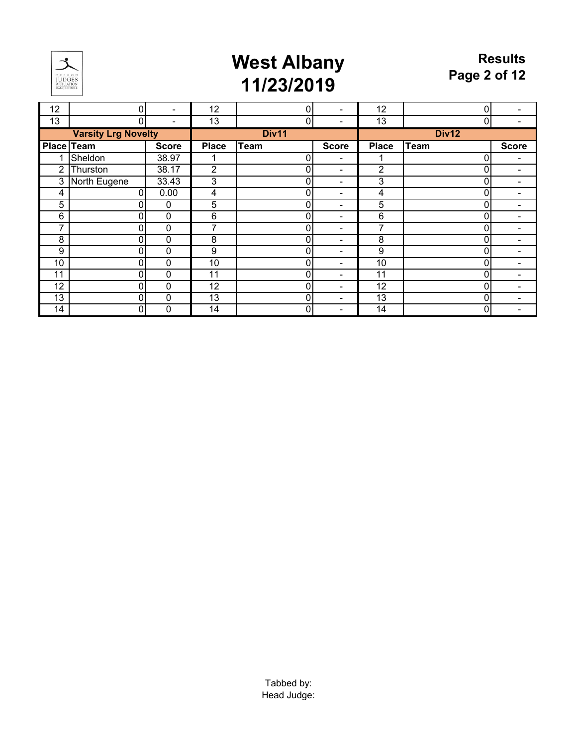# West Albany
# 11/23/2019

**Results**

| | | | | | | | | |
|---|---|---|---|---|---|---|---|---|
| 12 | 0 | - | 12 | 0 | - | 12 | 0 | - |
| 13 | 0 | - | 13 | 0 | - | 13 | 0 | - |

| Varsity Lrg Novelty | | | Div11 | | | Div12 | | |
|---|---|---|---|---|---|---|---|---|
| Place | Team | Score | Place | Team | Score | Place | Team | Score |
| 1 | Sheldon | 38.97 | 1 | 0 | - | 1 | 0 | - |
| 2 | Thurston | 38.17 | 2 | 0 | - | 2 | 0 | - |
| 3 | North Eugene | 33.43 | 3 | 0 | - | 3 | 0 | - |
| 4 | 0 | 0.00 | 4 | 0 | - | 4 | 0 | - |
| 5 | 0 | 0 | 5 | 0 | - | 5 | 0 | - |
| 6 | 0 | 0 | 6 | 0 | - | 6 | 0 | - |
| 7 | 0 | 0 | 7 | 0 | - | 7 | 0 | - |
| 8 | 0 | 0 | 8 | 0 | - | 8 | 0 | - |
| 9 | 0 | 0 | 9 | 0 | - | 9 | 0 | - |
| 10 | 0 | 0 | 10 | 0 | - | 10 | 0 | - |
| 11 | 0 | 0 | 11 | 0 | - | 11 | 0 | - |
| 12 | 0 | 0 | 12 | 0 | - | 12 | 0 | - |
| 13 | 0 | 0 | 13 | 0 | - | 13 | 0 | - |
| 14 | 0 | 0 | 14 | 0 | - | 14 | 0 | - |

Tabbed by:
Head Judge: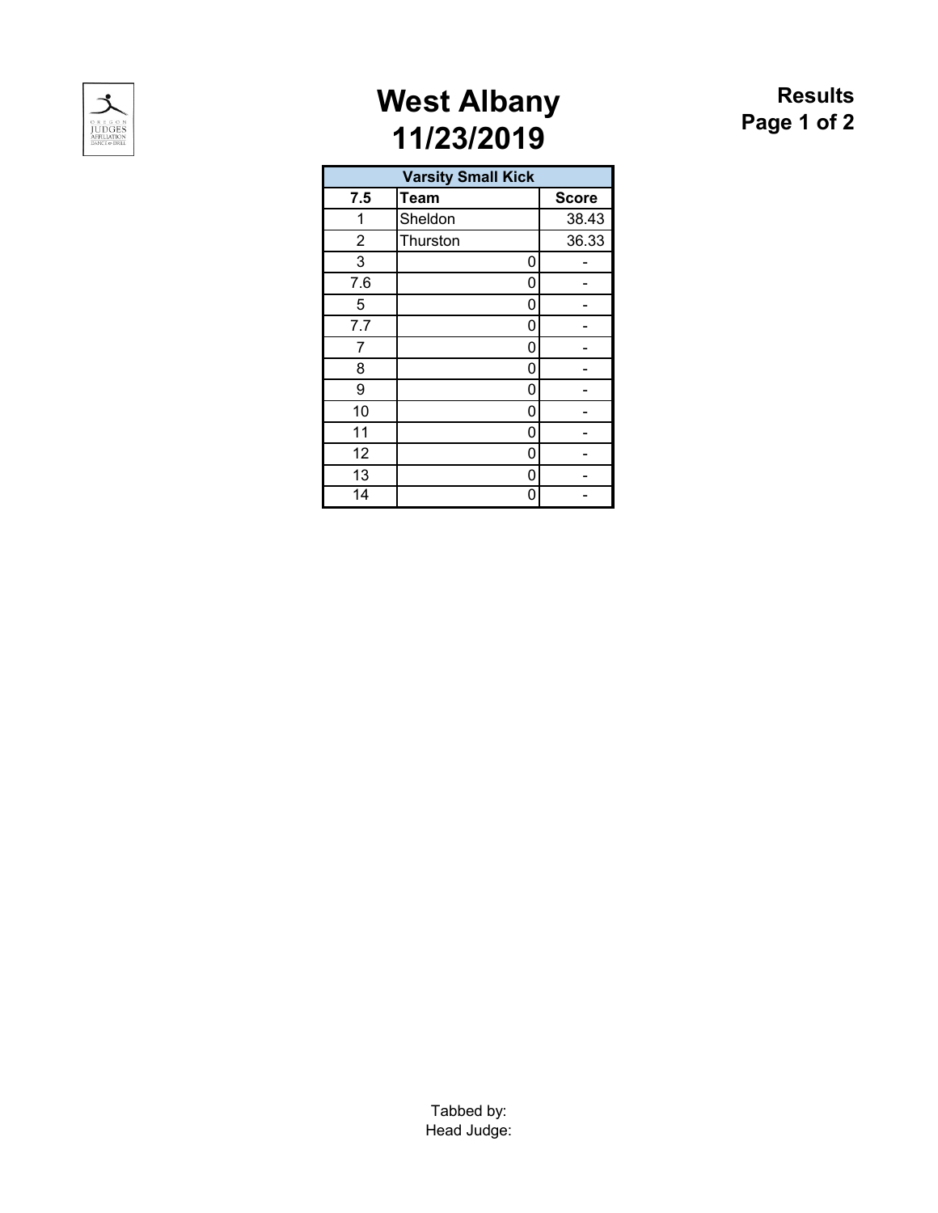# West Albany
# 11/23/2019

**Results**
**Page 1 of 2**

| Varsity Small Kick | | |
|---|---|---|
| 7.5 | Team | Score |
| 1 | Sheldon | 38.43 |
| 2 | Thurston | 36.33 |
| 3 | 0 | - |
| 7.6 | 0 | - |
| 5 | 0 | - |
| 7.7 | 0 | - |
| 7 | 0 | - |
| 8 | 0 | - |
| 9 | 0 | - |
| 10 | 0 | - |
| 11 | 0 | - |
| 12 | 0 | - |
| 13 | 0 | - |
| 14 | 0 | - |

Tabbed by:
Head Judge: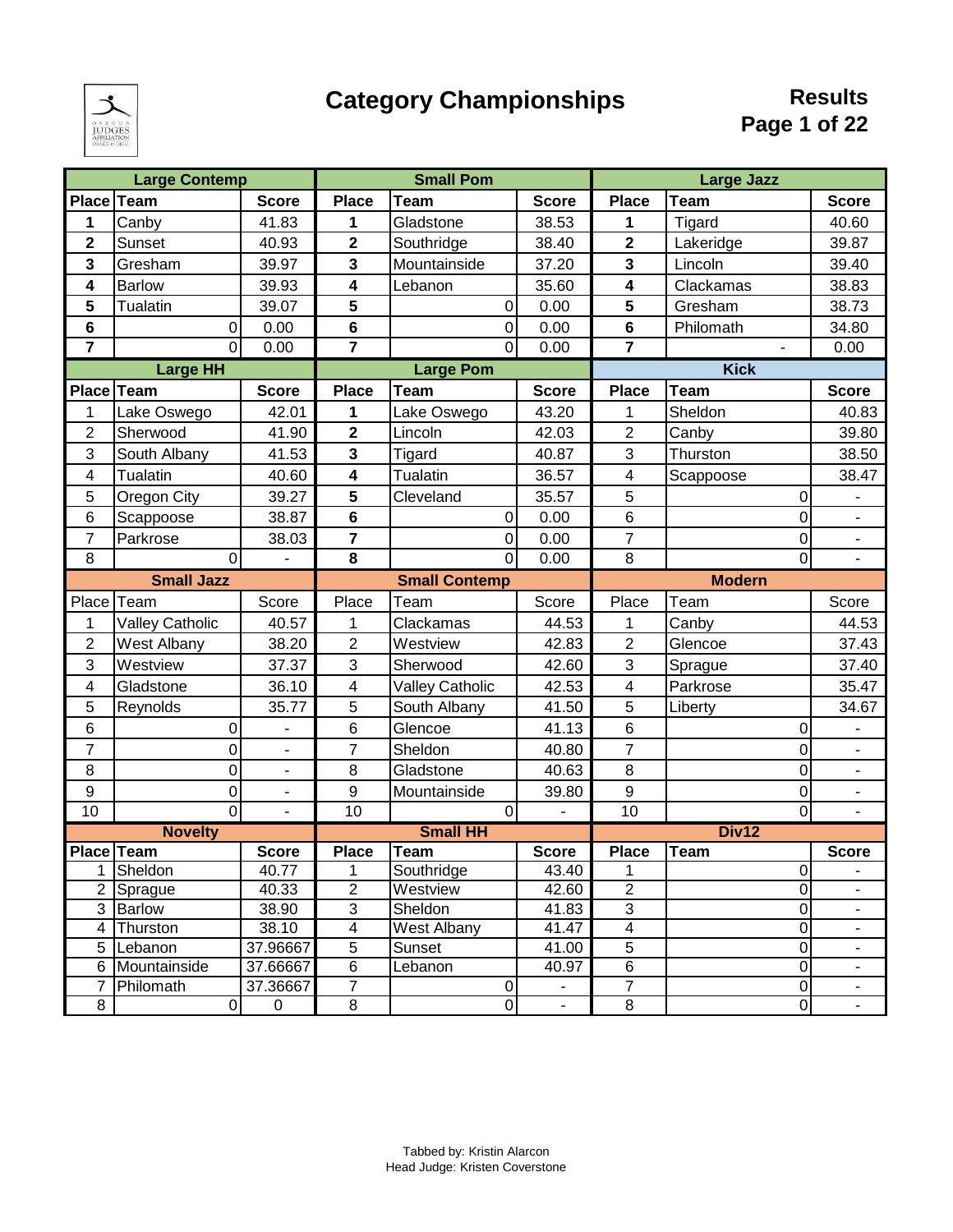# Category Championships

**Results**

## Large Contemp

| Place | Team | Score |
|---|---|---|
| 1 | Canby | 41.83 |
| 2 | Sunset | 40.93 |
| 3 | Gresham | 39.97 |
| 4 | Barlow | 39.93 |
| 5 | Tualatin | 39.07 |
| 6 | 0 | 0.00 |
| 7 | 0 | 0.00 |

## Small Pom

| Place | Team | Score |
|---|---|---|
| 1 | Gladstone | 38.53 |
| 2 | Southridge | 38.40 |
| 3 | Mountainside | 37.20 |
| 4 | Lebanon | 35.60 |
| 5 | 0 | 0.00 |
| 6 | 0 | 0.00 |
| 7 | 0 | 0.00 |

## Large Jazz

| Place | Team | Score |
|---|---|---|
| 1 | Tigard | 40.60 |
| 2 | Lakeridge | 39.87 |
| 3 | Lincoln | 39.40 |
| 4 | Clackamas | 38.83 |
| 5 | Gresham | 38.73 |
| 6 | Philomath | 34.80 |
| 7 | - | 0.00 |

## Large HH

| Place | Team | Score |
|---|---|---|
| 1 | Lake Oswego | 42.01 |
| 2 | Sherwood | 41.90 |
| 3 | South Albany | 41.53 |
| 4 | Tualatin | 40.60 |
| 5 | Oregon City | 39.27 |
| 6 | Scappoose | 38.87 |
| 7 | Parkrose | 38.03 |
| 8 | 0 | - |

## Large Pom

| Place | Team | Score |
|---|---|---|
| 1 | Lake Oswego | 43.20 |
| 2 | Lincoln | 42.03 |
| 3 | Tigard | 40.87 |
| 4 | Tualatin | 36.57 |
| 5 | Cleveland | 35.57 |
| 6 | 0 | 0.00 |
| 7 | 0 | 0.00 |
| 8 | 0 | 0.00 |

## Kick

| Place | Team | Score |
|---|---|---|
| 1 | Sheldon | 40.83 |
| 2 | Canby | 39.80 |
| 3 | Thurston | 38.50 |
| 4 | Scappoose | 38.47 |
| 5 | 0 | - |
| 6 | 0 | - |
| 7 | 0 | - |
| 8 | 0 | - |

## Small Jazz

| Place | Team | Score |
|---|---|---|
| 1 | Valley Catholic | 40.57 |
| 2 | West Albany | 38.20 |
| 3 | Westview | 37.37 |
| 4 | Gladstone | 36.10 |
| 5 | Reynolds | 35.77 |
| 6 | 0 | - |
| 7 | 0 | - |
| 8 | 0 | - |
| 9 | 0 | - |
| 10 | 0 | - |

## Small Contemp

| Place | Team | Score |
|---|---|---|
| 1 | Clackamas | 44.53 |
| 2 | Westview | 42.83 |
| 3 | Sherwood | 42.60 |
| 4 | Valley Catholic | 42.53 |
| 5 | South Albany | 41.50 |
| 6 | Glencoe | 41.13 |
| 7 | Sheldon | 40.80 |
| 8 | Gladstone | 40.63 |
| 9 | Mountainside | 39.80 |
| 10 | 0 | - |

## Modern

| Place | Team | Score |
|---|---|---|
| 1 | Canby | 44.53 |
| 2 | Glencoe | 37.43 |
| 3 | Sprague | 37.40 |
| 4 | Parkrose | 35.47 |
| 5 | Liberty | 34.67 |
| 6 | 0 | - |
| 7 | 0 | - |
| 8 | 0 | - |
| 9 | 0 | - |
| 10 | 0 | - |

## Novelty

| Place | Team | Score |
|---|---|---|
| 1 | Sheldon | 40.77 |
| 2 | Sprague | 40.33 |
| 3 | Barlow | 38.90 |
| 4 | Thurston | 38.10 |
| 5 | Lebanon | 37.96667 |
| 6 | Mountainside | 37.66667 |
| 7 | Philomath | 37.36667 |
| 8 | 0 | 0 |

## Small HH

| Place | Team | Score |
|---|---|---|
| 1 | Southridge | 43.40 |
| 2 | Westview | 42.60 |
| 3 | Sheldon | 41.83 |
| 4 | West Albany | 41.47 |
| 5 | Sunset | 41.00 |
| 6 | Lebanon | 40.97 |
| 7 | 0 | - |
| 8 | 0 | - |

## Div12

| Place | Team | Score |
|---|---|---|
| 1 | 0 | - |
| 2 | 0 | - |
| 3 | 0 | - |
| 4 | 0 | - |
| 5 | 0 | - |
| 6 | 0 | - |
| 7 | 0 | - |
| 8 | 0 | - |

Tabbed by: Kristin Alarcon
Head Judge: Kristen Coverstone